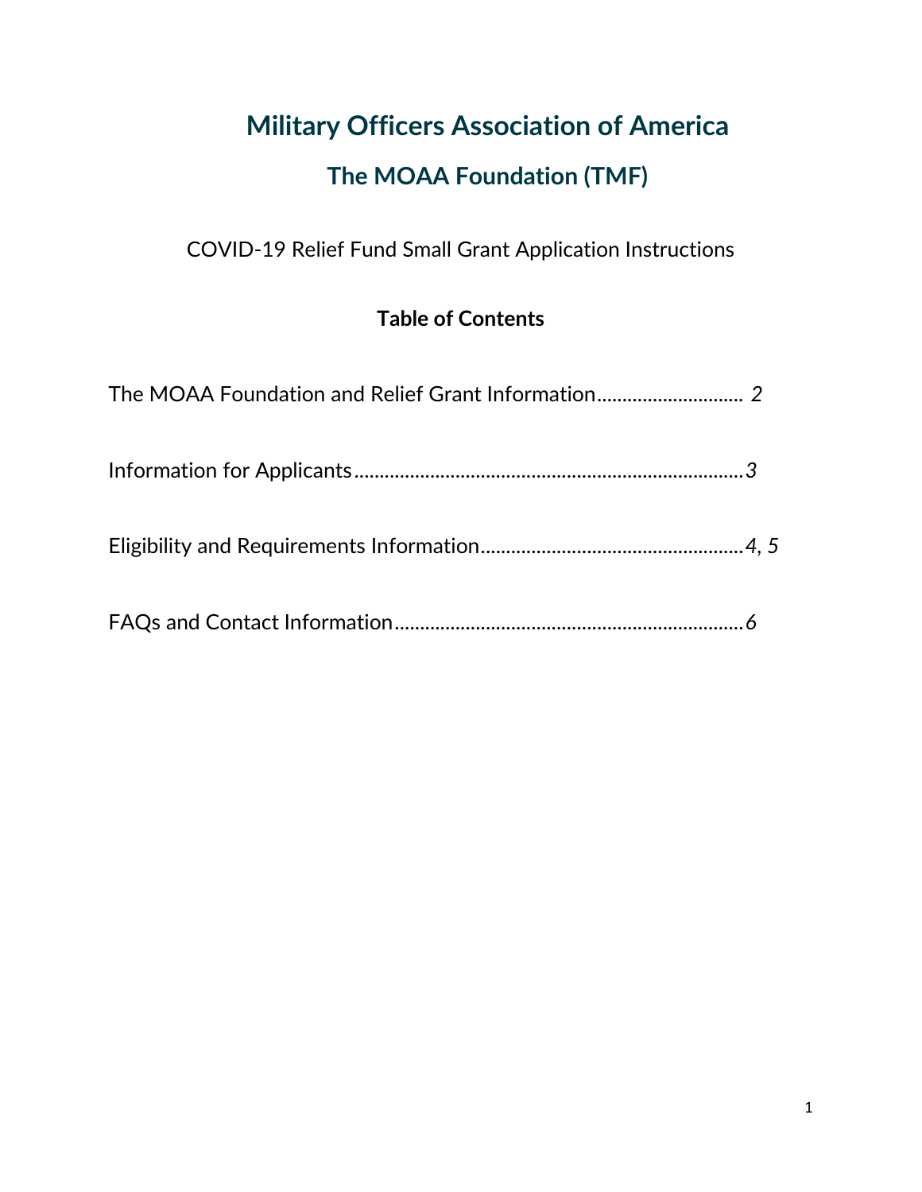# Military Officers Association of America

## The MOAA Foundation (TMF)

COVID-19 Relief Fund Small Grant Application Instructions

**Table of Contents**

The MOAA Foundation and Relief Grant Information............................ *2*

Information for Applicants.............................................................................*3*

Eligibility and Requirements Information....................................................*4*, *5*

FAQs and Contact Information.....................................................................*6*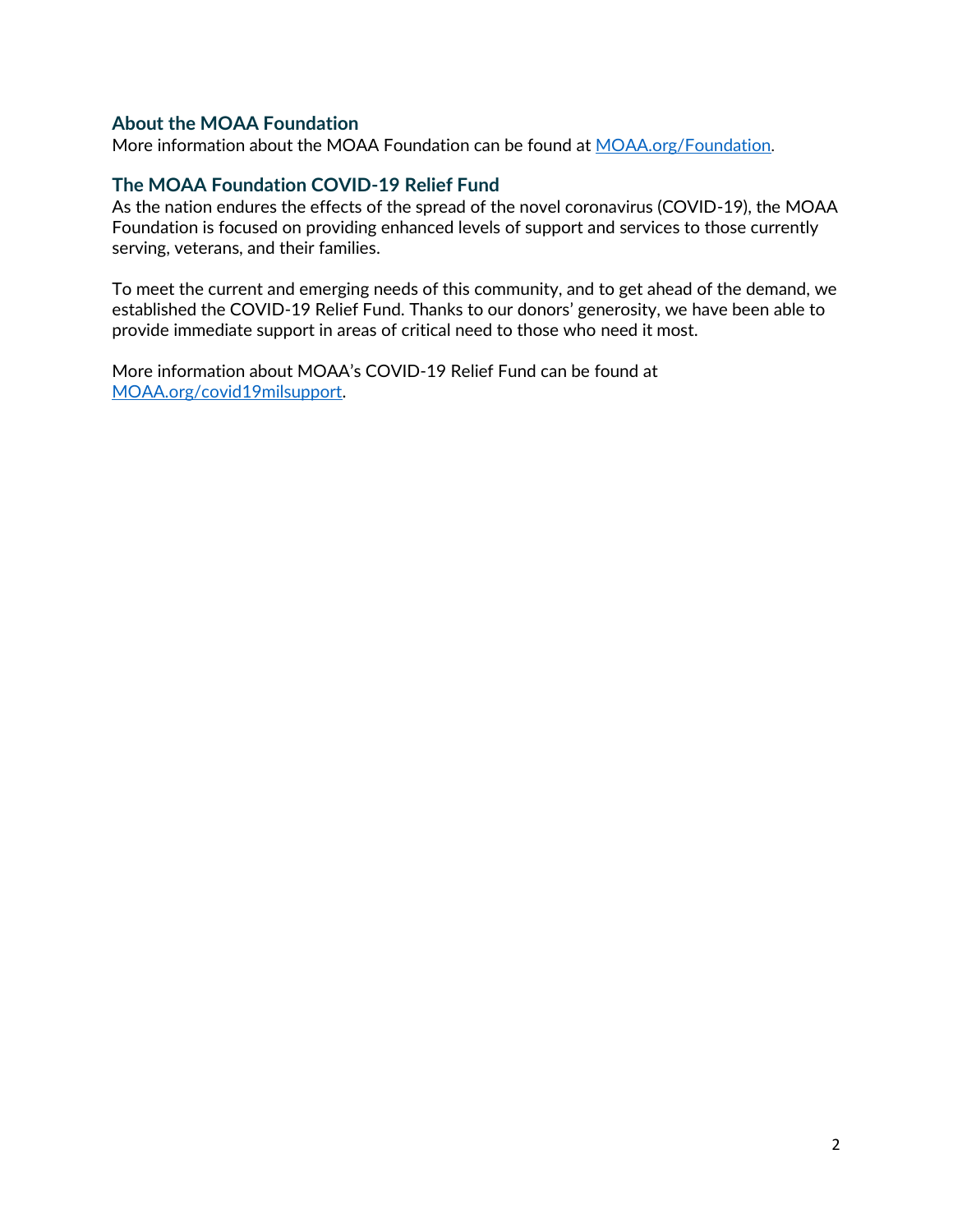## About the MOAA Foundation

More information about the MOAA Foundation can be found at [MOAA.org/Foundation](MOAA.org/Foundation).

## The MOAA Foundation COVID-19 Relief Fund

As the nation endures the effects of the spread of the novel coronavirus (COVID-19), the MOAA Foundation is focused on providing enhanced levels of support and services to those currently serving, veterans, and their families.

To meet the current and emerging needs of this community, and to get ahead of the demand, we established the COVID-19 Relief Fund. Thanks to our donors' generosity, we have been able to provide immediate support in areas of critical need to those who need it most.

More information about MOAA's COVID-19 Relief Fund can be found at [MOAA.org/covid19milsupport](MOAA.org/covid19milsupport).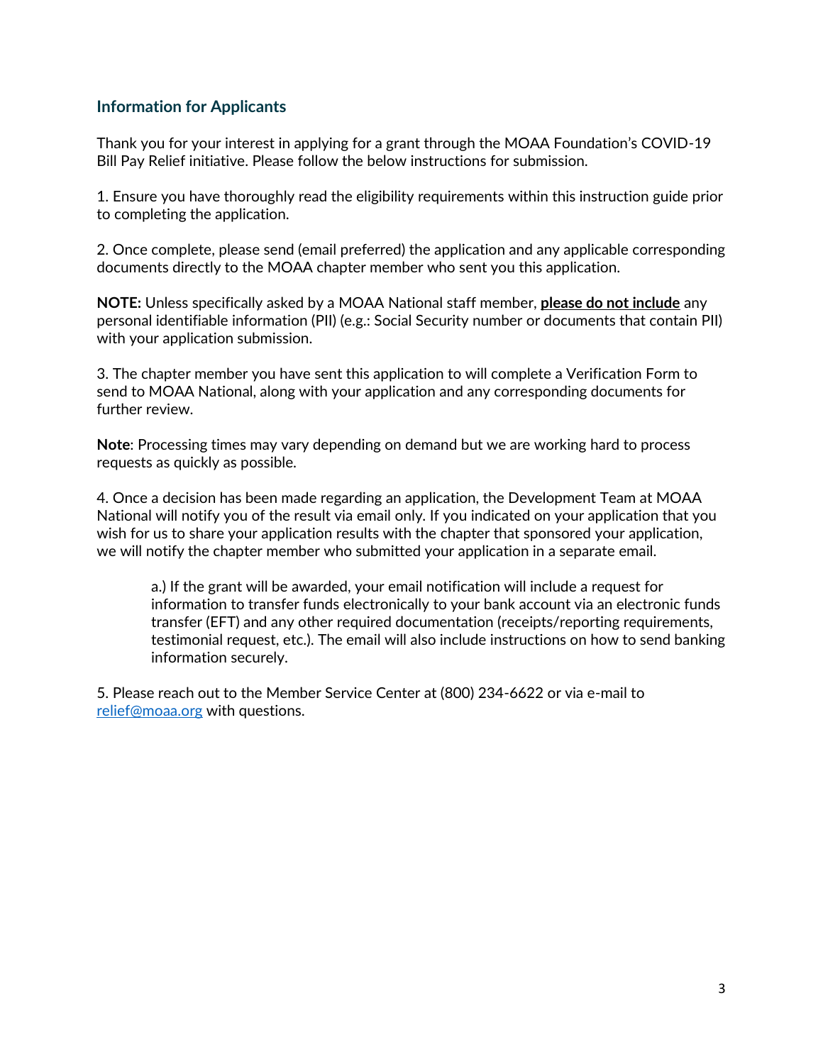## Information for Applicants

Thank you for your interest in applying for a grant through the MOAA Foundation's COVID-19 Bill Pay Relief initiative. Please follow the below instructions for submission.

1. Ensure you have thoroughly read the eligibility requirements within this instruction guide prior to completing the application.

2. Once complete, please send (email preferred) the application and any applicable corresponding documents directly to the MOAA chapter member who sent you this application.

**NOTE:** Unless specifically asked by a MOAA National staff member, **please do not include** any personal identifiable information (PII) (e.g.: Social Security number or documents that contain PII) with your application submission.

3. The chapter member you have sent this application to will complete a Verification Form to send to MOAA National, along with your application and any corresponding documents for further review.

**Note**: Processing times may vary depending on demand but we are working hard to process requests as quickly as possible.

4. Once a decision has been made regarding an application, the Development Team at MOAA National will notify you of the result via email only. If you indicated on your application that you wish for us to share your application results with the chapter that sponsored your application, we will notify the chapter member who submitted your application in a separate email.

   a.) If the grant will be awarded, your email notification will include a request for information to transfer funds electronically to your bank account via an electronic funds transfer (EFT) and any other required documentation (receipts/reporting requirements, testimonial request, etc.). The email will also include instructions on how to send banking information securely.

5. Please reach out to the Member Service Center at (800) 234-6622 or via e-mail to relief@moaa.org with questions.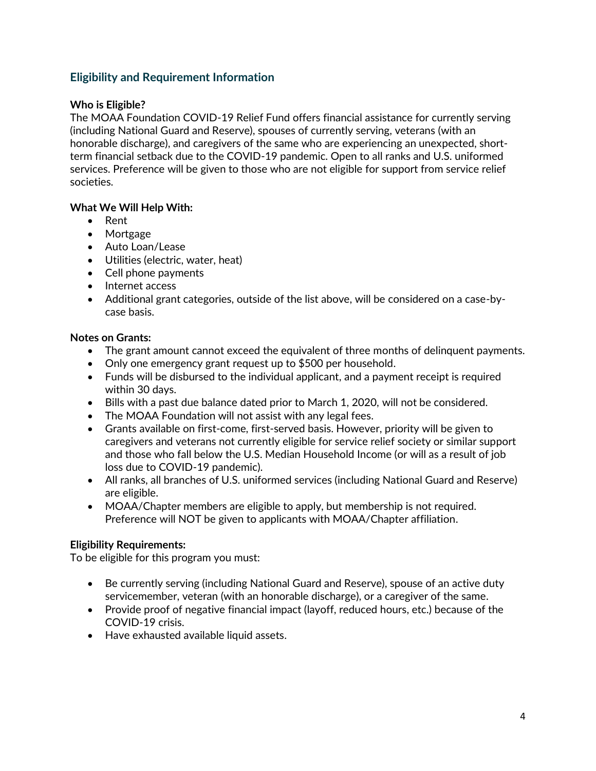## Eligibility and Requirement Information

**Who is Eligible?**

The MOAA Foundation COVID-19 Relief Fund offers financial assistance for currently serving (including National Guard and Reserve), spouses of currently serving, veterans (with an honorable discharge), and caregivers of the same who are experiencing an unexpected, short-term financial setback due to the COVID-19 pandemic. Open to all ranks and U.S. uniformed services. Preference will be given to those who are not eligible for support from service relief societies.

**What We Will Help With:**

- Rent
- Mortgage
- Auto Loan/Lease
- Utilities (electric, water, heat)
- Cell phone payments
- Internet access
- Additional grant categories, outside of the list above, will be considered on a case-by-case basis.

**Notes on Grants:**

- The grant amount cannot exceed the equivalent of three months of delinquent payments.
- Only one emergency grant request up to $500 per household.
- Funds will be disbursed to the individual applicant, and a payment receipt is required within 30 days.
- Bills with a past due balance dated prior to March 1, 2020, will not be considered.
- The MOAA Foundation will not assist with any legal fees.
- Grants available on first-come, first-served basis. However, priority will be given to caregivers and veterans not currently eligible for service relief society or similar support and those who fall below the U.S. Median Household Income (or will as a result of job loss due to COVID-19 pandemic).
- All ranks, all branches of U.S. uniformed services (including National Guard and Reserve) are eligible.
- MOAA/Chapter members are eligible to apply, but membership is not required. Preference will NOT be given to applicants with MOAA/Chapter affiliation.

**Eligibility Requirements:**

To be eligible for this program you must:

- Be currently serving (including National Guard and Reserve), spouse of an active duty servicemember, veteran (with an honorable discharge), or a caregiver of the same.
- Provide proof of negative financial impact (layoff, reduced hours, etc.) because of the COVID-19 crisis.
- Have exhausted available liquid assets.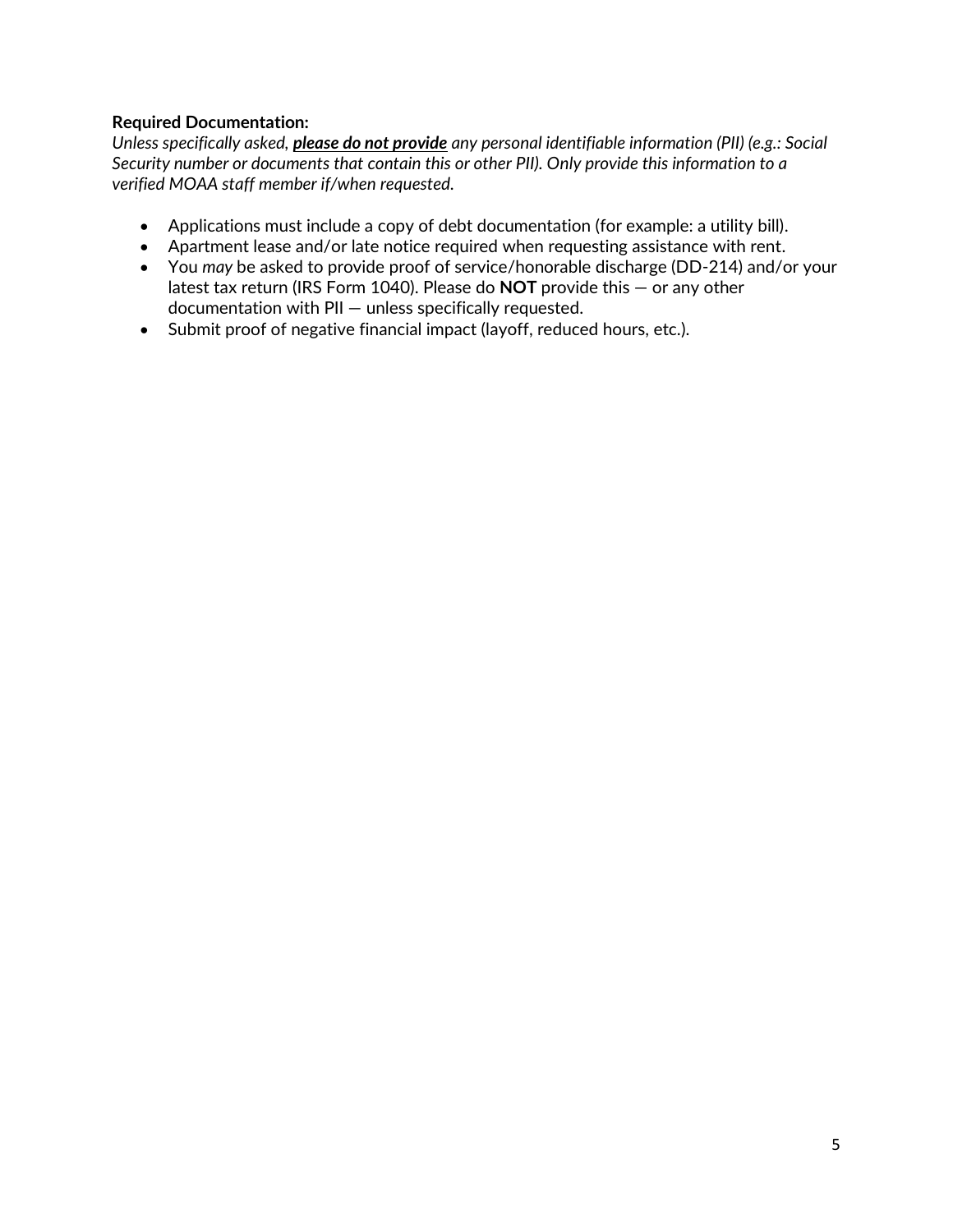**Required Documentation:**

*Unless specifically asked, **please do not provide** any personal identifiable information (PII) (e.g.: Social Security number or documents that contain this or other PII). Only provide this information to a verified MOAA staff member if/when requested.*

- Applications must include a copy of debt documentation (for example: a utility bill).
- Apartment lease and/or late notice required when requesting assistance with rent.
- You *may* be asked to provide proof of service/honorable discharge (DD-214) and/or your latest tax return (IRS Form 1040). Please do **NOT** provide this — or any other documentation with PII — unless specifically requested.
- Submit proof of negative financial impact (layoff, reduced hours, etc.).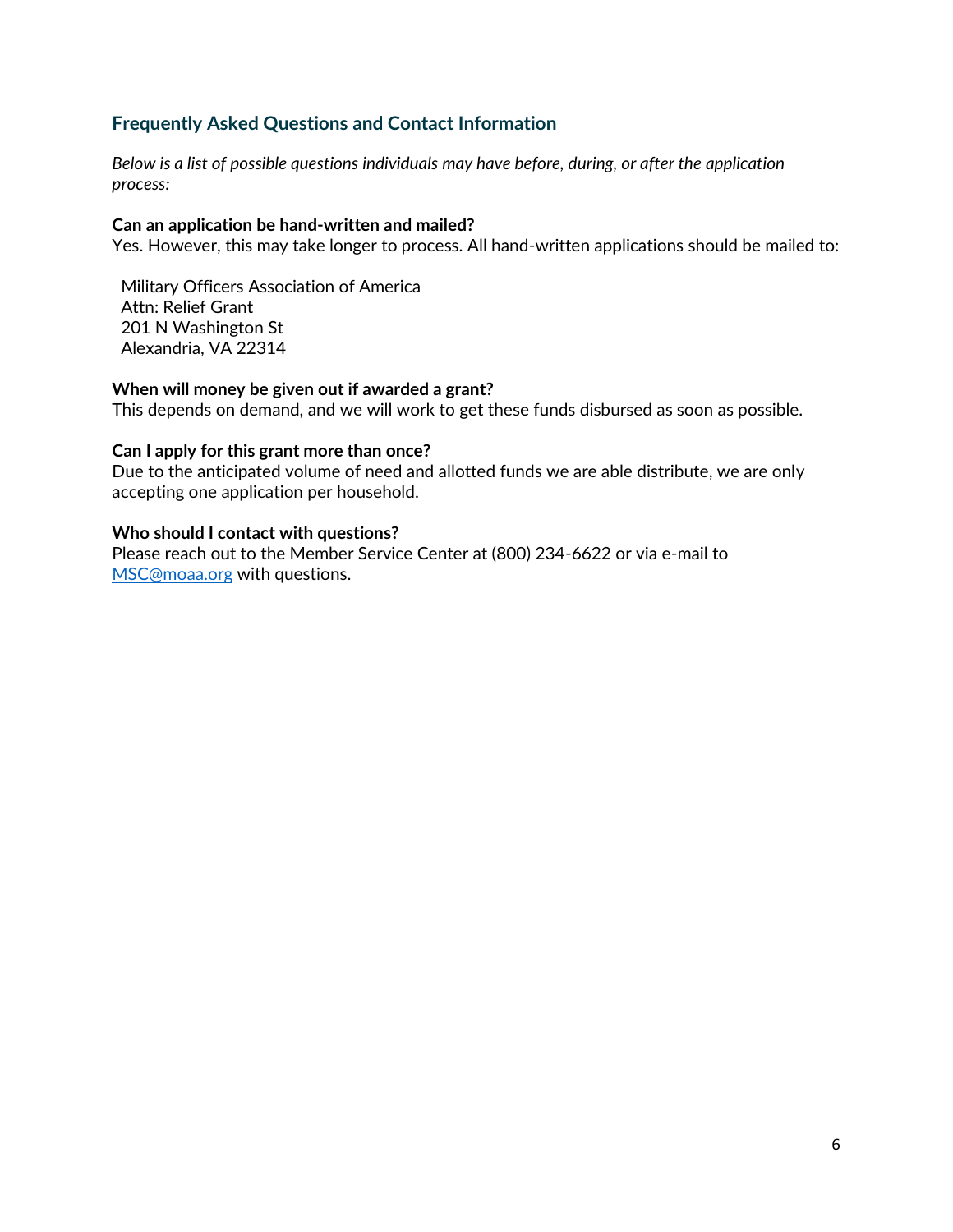## Frequently Asked Questions and Contact Information

*Below is a list of possible questions individuals may have before, during, or after the application process:*

**Can an application be hand-written and mailed?**
Yes. However, this may take longer to process. All hand-written applications should be mailed to:

Military Officers Association of America
Attn: Relief Grant
201 N Washington St
Alexandria, VA 22314

**When will money be given out if awarded a grant?**
This depends on demand, and we will work to get these funds disbursed as soon as possible.

**Can I apply for this grant more than once?**
Due to the anticipated volume of need and allotted funds we are able distribute, we are only accepting one application per household.

**Who should I contact with questions?**
Please reach out to the Member Service Center at (800) 234-6622 or via e-mail to MSC@moaa.org with questions.